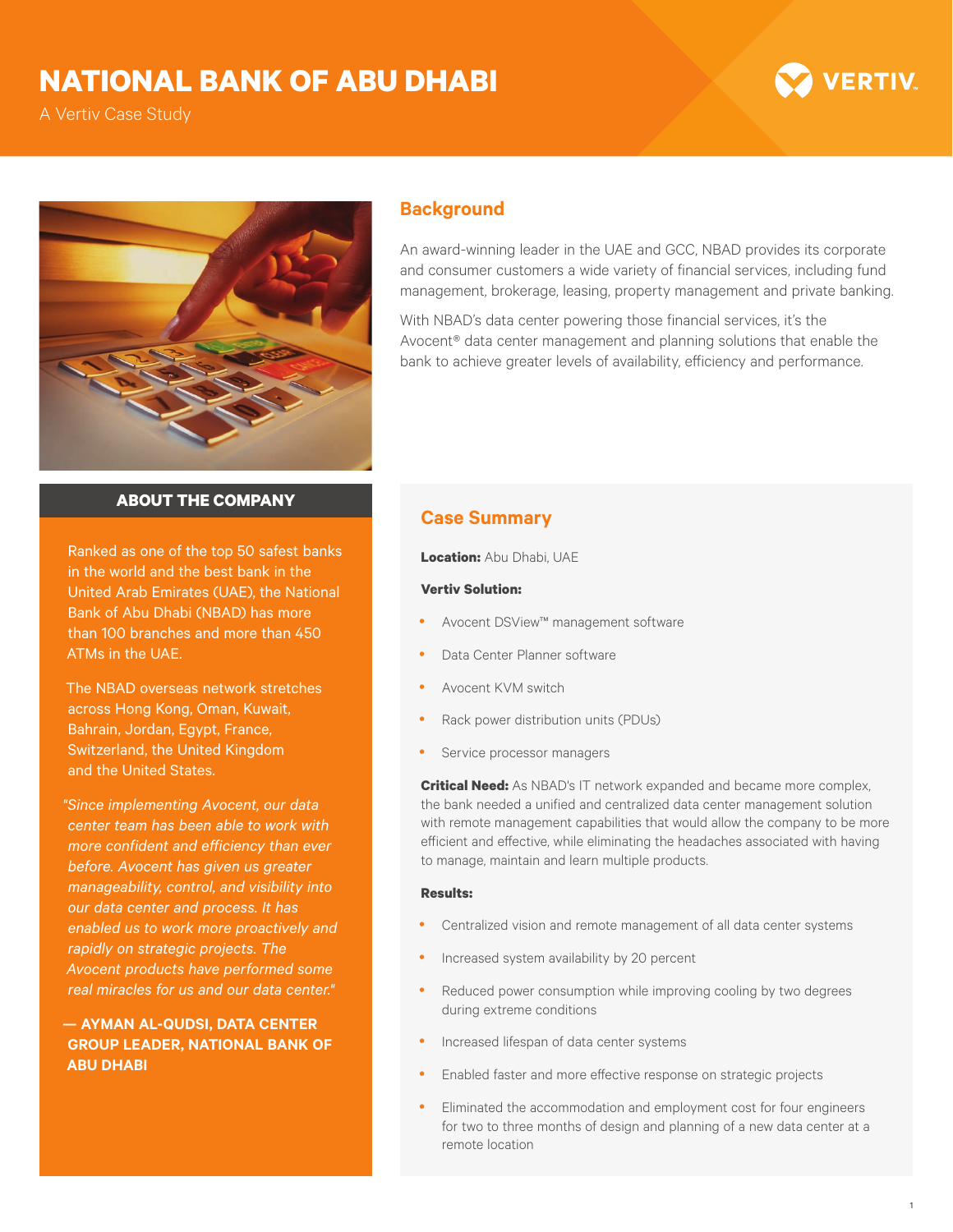# NATIONAL BANK OF ABU DHABI

A Vertiv Case Study

## Background

An award-winning leader in the UAE and GCC, NBAD provides its corporate and consumer customers a wide variety of financial services, including fund management, brokerage, leasing, property management and private banking.

With NBAD's data center powering those financial services, it's the Avocent® data center management and planning solutions that enable the bank to achieve greater levels of availability, efficiency and performance.

### ABOUT THE COMPANY

Ranked as one of the top 50 safest banks in the world and the best bank in the United Arab Emirates (UAE), the National Bank of Abu Dhabi (NBAD) has more than 100 branches and more than 450 ATMs in the UAE.

The NBAD overseas network stretches across Hong Kong, Oman, Kuwait, Bahrain, Jordan, Egypt, France, Switzerland, the United Kingdom and the United States.

*"Since implementing Avocent, our data center team has been able to work with more confident and efficiency than ever before. Avocent has given us greater manageability, control, and visibility into our data center and process. It has enabled us to work more proactively and rapidly on strategic projects. The Avocent products have performed some real miracles for us and our data center."*

**— AYMAN AL-QUDSI, DATA CENTER GROUP LEADER, NATIONAL BANK OF ABU DHABI**

## Case Summary

**Location:** Abu Dhabi, UAE

**Vertiv Solution:**

- Avocent DSView™ management software
- Data Center Planner software
- Avocent KVM switch
- Rack power distribution units (PDUs)
- Service processor managers

**Critical Need:** As NBAD's IT network expanded and became more complex, the bank needed a unified and centralized data center management solution with remote management capabilities that would allow the company to be more efficient and effective, while eliminating the headaches associated with having to manage, maintain and learn multiple products.

**Results:**

- Centralized vision and remote management of all data center systems
- Increased system availability by 20 percent
- Reduced power consumption while improving cooling by two degrees during extreme conditions
- Increased lifespan of data center systems
- Enabled faster and more effective response on strategic projects
- Eliminated the accommodation and employment cost for four engineers for two to three months of design and planning of a new data center at a remote location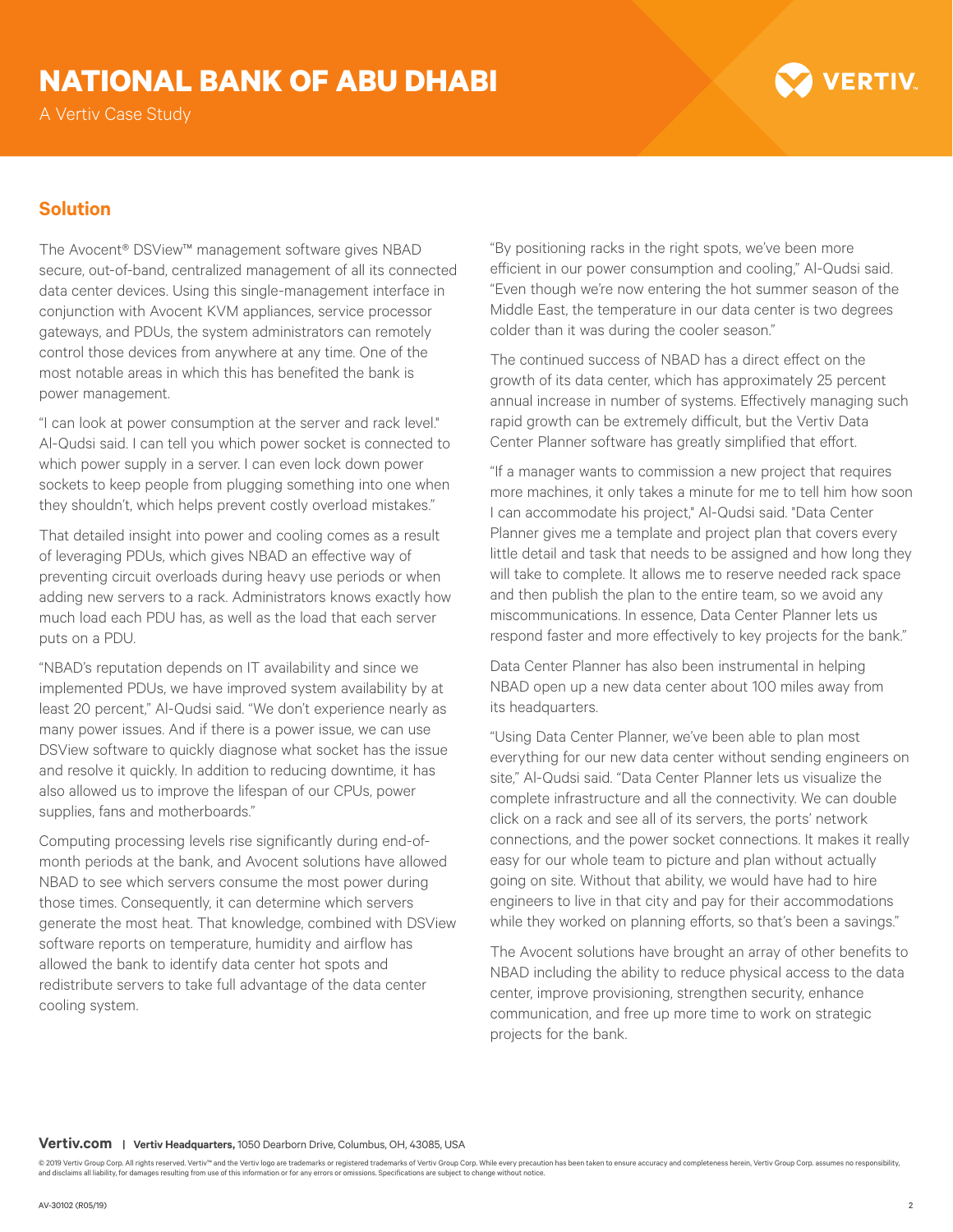# NATIONAL BANK OF ABU DHABI

A Vertiv Case Study

## Solution

The Avocent® DSView™ management software gives NBAD secure, out-of-band, centralized management of all its connected data center devices. Using this single-management interface in conjunction with Avocent KVM appliances, service processor gateways, and PDUs, the system administrators can remotely control those devices from anywhere at any time. One of the most notable areas in which this has benefited the bank is power management.

"I can look at power consumption at the server and rack level." Al-Qudsi said. I can tell you which power socket is connected to which power supply in a server. I can even lock down power sockets to keep people from plugging something into one when they shouldn't, which helps prevent costly overload mistakes."

That detailed insight into power and cooling comes as a result of leveraging PDUs, which gives NBAD an effective way of preventing circuit overloads during heavy use periods or when adding new servers to a rack. Administrators knows exactly how much load each PDU has, as well as the load that each server puts on a PDU.

"NBAD's reputation depends on IT availability and since we implemented PDUs, we have improved system availability by at least 20 percent," Al-Qudsi said. "We don't experience nearly as many power issues. And if there is a power issue, we can use DSView software to quickly diagnose what socket has the issue and resolve it quickly. In addition to reducing downtime, it has also allowed us to improve the lifespan of our CPUs, power supplies, fans and motherboards."

Computing processing levels rise significantly during end-of-month periods at the bank, and Avocent solutions have allowed NBAD to see which servers consume the most power during those times. Consequently, it can determine which servers generate the most heat. That knowledge, combined with DSView software reports on temperature, humidity and airflow has allowed the bank to identify data center hot spots and redistribute servers to take full advantage of the data center cooling system.

"By positioning racks in the right spots, we've been more efficient in our power consumption and cooling," Al-Qudsi said. "Even though we're now entering the hot summer season of the Middle East, the temperature in our data center is two degrees colder than it was during the cooler season."

The continued success of NBAD has a direct effect on the growth of its data center, which has approximately 25 percent annual increase in number of systems. Effectively managing such rapid growth can be extremely difficult, but the Vertiv Data Center Planner software has greatly simplified that effort.

"If a manager wants to commission a new project that requires more machines, it only takes a minute for me to tell him how soon I can accommodate his project," Al-Qudsi said. "Data Center Planner gives me a template and project plan that covers every little detail and task that needs to be assigned and how long they will take to complete. It allows me to reserve needed rack space and then publish the plan to the entire team, so we avoid any miscommunications. In essence, Data Center Planner lets us respond faster and more effectively to key projects for the bank."

Data Center Planner has also been instrumental in helping NBAD open up a new data center about 100 miles away from its headquarters.

"Using Data Center Planner, we've been able to plan most everything for our new data center without sending engineers on site," Al-Qudsi said. "Data Center Planner lets us visualize the complete infrastructure and all the connectivity. We can double click on a rack and see all of its servers, the ports' network connections, and the power socket connections. It makes it really easy for our whole team to picture and plan without actually going on site. Without that ability, we would have had to hire engineers to live in that city and pay for their accommodations while they worked on planning efforts, so that's been a savings."

The Avocent solutions have brought an array of other benefits to NBAD including the ability to reduce physical access to the data center, improve provisioning, strengthen security, enhance communication, and free up more time to work on strategic projects for the bank.

**Vertiv.com** | **Vertiv Headquarters,** 1050 Dearborn Drive, Columbus, OH, 43085, USA

© 2019 Vertiv Group Corp. All rights reserved. Vertiv™ and the Vertiv logo are trademarks or registered trademarks of Vertiv Group Corp. While every precaution has been taken to ensure accuracy and completeness herein, Vertiv Group Corp. assumes no responsibility, and disclaims all liability, for damages resulting from use of this information or for any errors or omissions. Specifications are subject to change without notice.

AV-30102 (R05/19)